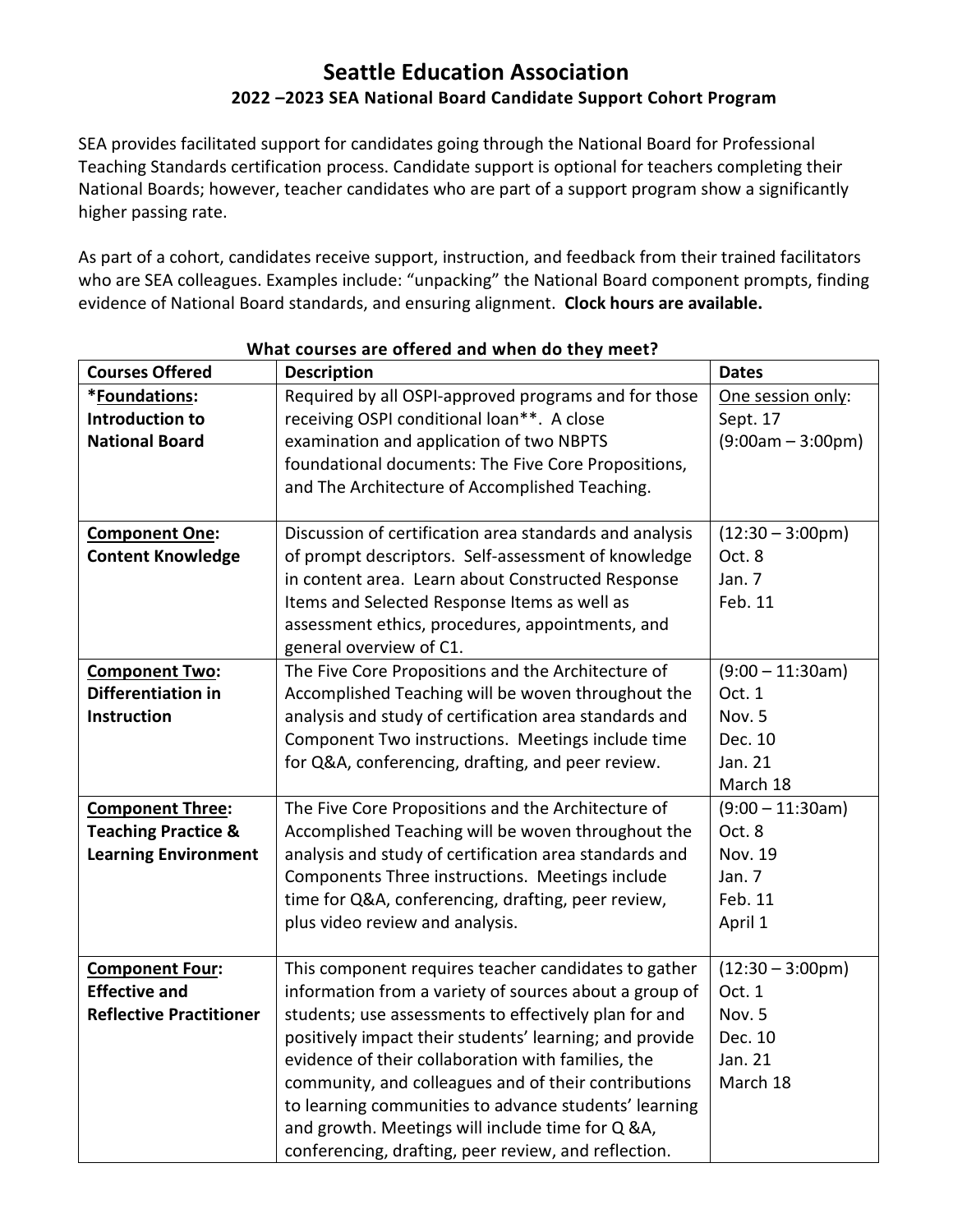# Seattle Education Association

## 2022 –2023 SEA National Board Candidate Support Cohort Program

SEA provides facilitated support for candidates going through the National Board for Professional Teaching Standards certification process. Candidate support is optional for teachers completing their National Boards; however, teacher candidates who are part of a support program show a significantly higher passing rate.

As part of a cohort, candidates receive support, instruction, and feedback from their trained facilitators who are SEA colleagues. Examples include: "unpacking" the National Board component prompts, finding evidence of National Board standards, and ensuring alignment. **Clock hours are available.**

**What courses are offered and when do they meet?**

| Courses Offered | Description | Dates |
|---|---|---|
| **\*Foundations: Introduction to National Board** | Required by all OSPI-approved programs and for those receiving OSPI conditional loan\*\*. A close examination and application of two NBPTS foundational documents: The Five Core Propositions, and The Architecture of Accomplished Teaching. | One session only: Sept. 17 (9:00am – 3:00pm) |
| **Component One: Content Knowledge** | Discussion of certification area standards and analysis of prompt descriptors. Self-assessment of knowledge in content area. Learn about Constructed Response Items and Selected Response Items as well as assessment ethics, procedures, appointments, and general overview of C1. | (12:30 – 3:00pm) Oct. 8 Jan. 7 Feb. 11 |
| **Component Two: Differentiation in Instruction** | The Five Core Propositions and the Architecture of Accomplished Teaching will be woven throughout the analysis and study of certification area standards and Component Two instructions. Meetings include time for Q&A, conferencing, drafting, and peer review. | (9:00 – 11:30am) Oct. 1 Nov. 5 Dec. 10 Jan. 21 March 18 |
| **Component Three: Teaching Practice & Learning Environment** | The Five Core Propositions and the Architecture of Accomplished Teaching will be woven throughout the analysis and study of certification area standards and Components Three instructions. Meetings include time for Q&A, conferencing, drafting, peer review, plus video review and analysis. | (9:00 – 11:30am) Oct. 8 Nov. 19 Jan. 7 Feb. 11 April 1 |
| **Component Four: Effective and Reflective Practitioner** | This component requires teacher candidates to gather information from a variety of sources about a group of students; use assessments to effectively plan for and positively impact their students' learning; and provide evidence of their collaboration with families, the community, and colleagues and of their contributions to learning communities to advance students' learning and growth. Meetings will include time for Q &A, conferencing, drafting, peer review, and reflection. | (12:30 – 3:00pm) Oct. 1 Nov. 5 Dec. 10 Jan. 21 March 18 |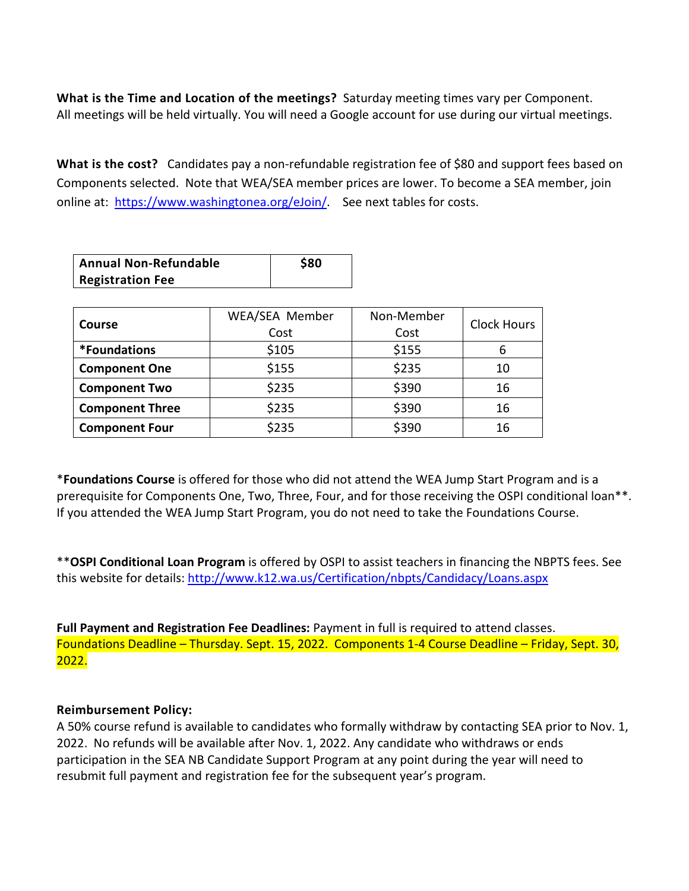**What is the Time and Location of the meetings?** Saturday meeting times vary per Component. All meetings will be held virtually. You will need a Google account for use during our virtual meetings.

**What is the cost?** Candidates pay a non-refundable registration fee of $80 and support fees based on Components selected. Note that WEA/SEA member prices are lower. To become a SEA member, join online at: [https://www.washingtonea.org/eJoin/](https://www.washingtonea.org/eJoin/). See next tables for costs.

| **Annual Non-Refundable Registration Fee** | **$80** |
|---|---|

| **Course** | WEA/SEA Member Cost | Non-Member Cost | Clock Hours |
|---|---|---|---|
| ***Foundations** | $105 | $155 | 6 |
| **Component One** | $155 | $235 | 10 |
| **Component Two** | $235 | $390 | 16 |
| **Component Three** | $235 | $390 | 16 |
| **Component Four** | $235 | $390 | 16 |

***Foundations Course** is offered for those who did not attend the WEA Jump Start Program and is a prerequisite for Components One, Two, Three, Four, and for those receiving the OSPI conditional loan**. If you attended the WEA Jump Start Program, you do not need to take the Foundations Course.

****OSPI Conditional Loan Program** is offered by OSPI to assist teachers in financing the NBPTS fees. See this website for details: [http://www.k12.wa.us/Certification/nbpts/Candidacy/Loans.aspx](http://www.k12.wa.us/Certification/nbpts/Candidacy/Loans.aspx)

**Full Payment and Registration Fee Deadlines:** Payment in full is required to attend classes. Foundations Deadline – Thursday. Sept. 15, 2022. Components 1-4 Course Deadline – Friday, Sept. 30, 2022.

**Reimbursement Policy:**

A 50% course refund is available to candidates who formally withdraw by contacting SEA prior to Nov. 1, 2022. No refunds will be available after Nov. 1, 2022. Any candidate who withdraws or ends participation in the SEA NB Candidate Support Program at any point during the year will need to resubmit full payment and registration fee for the subsequent year's program.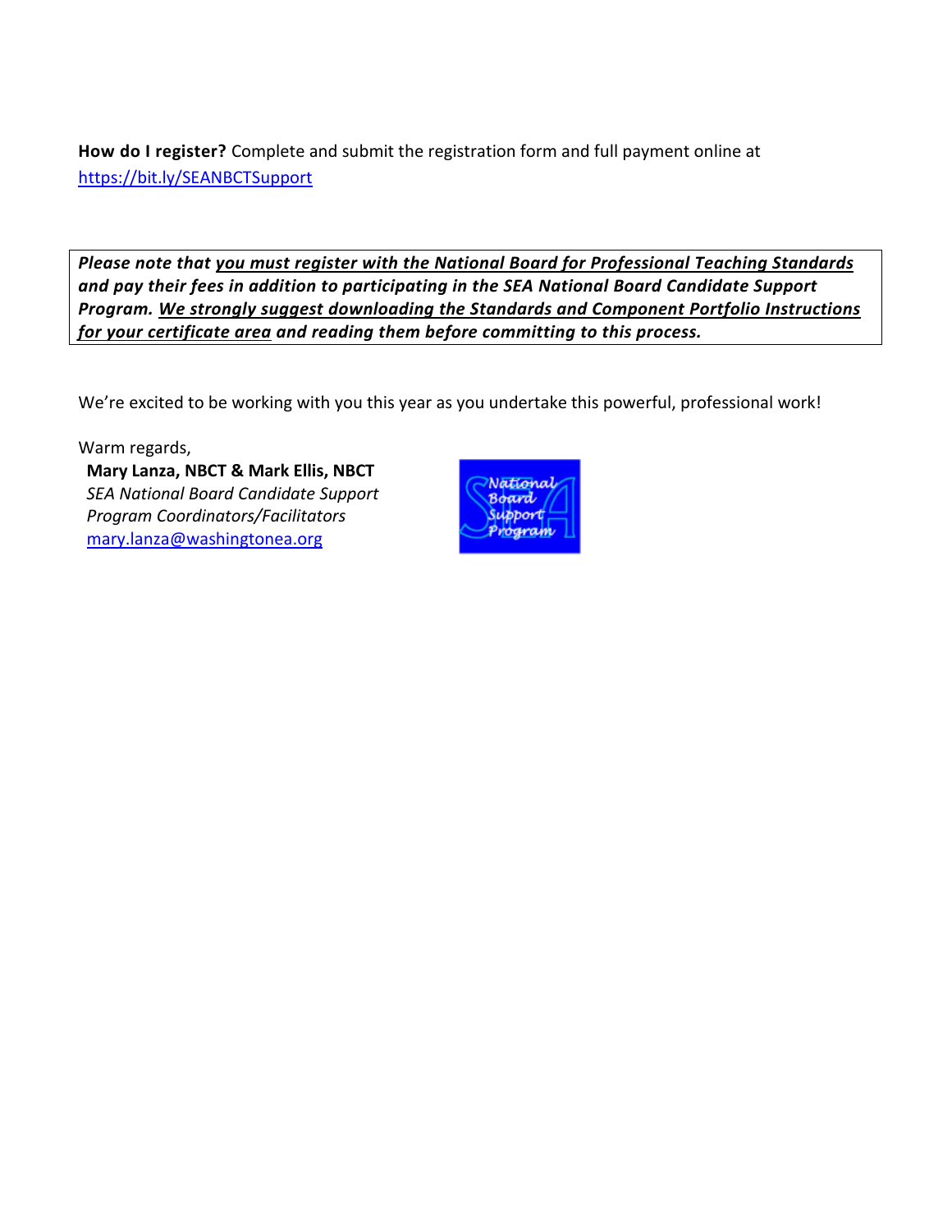**How do I register?** Complete and submit the registration form and full payment online at https://bit.ly/SEANBCTSupport

> ***Please note that <u>you must register with the National Board for Professional Teaching Standards</u> and pay their fees in addition to participating in the SEA National Board Candidate Support Program. <u>We strongly suggest downloading the Standards and Component Portfolio Instructions for your certificate area</u> and reading them before committing to this process.***

We're excited to be working with you this year as you undertake this powerful, professional work!

Warm regards,

**Mary Lanza, NBCT & Mark Ellis, NBCT**
*SEA National Board Candidate Support Program Coordinators/Facilitators*
mary.lanza@washingtonea.org

National Board Support Program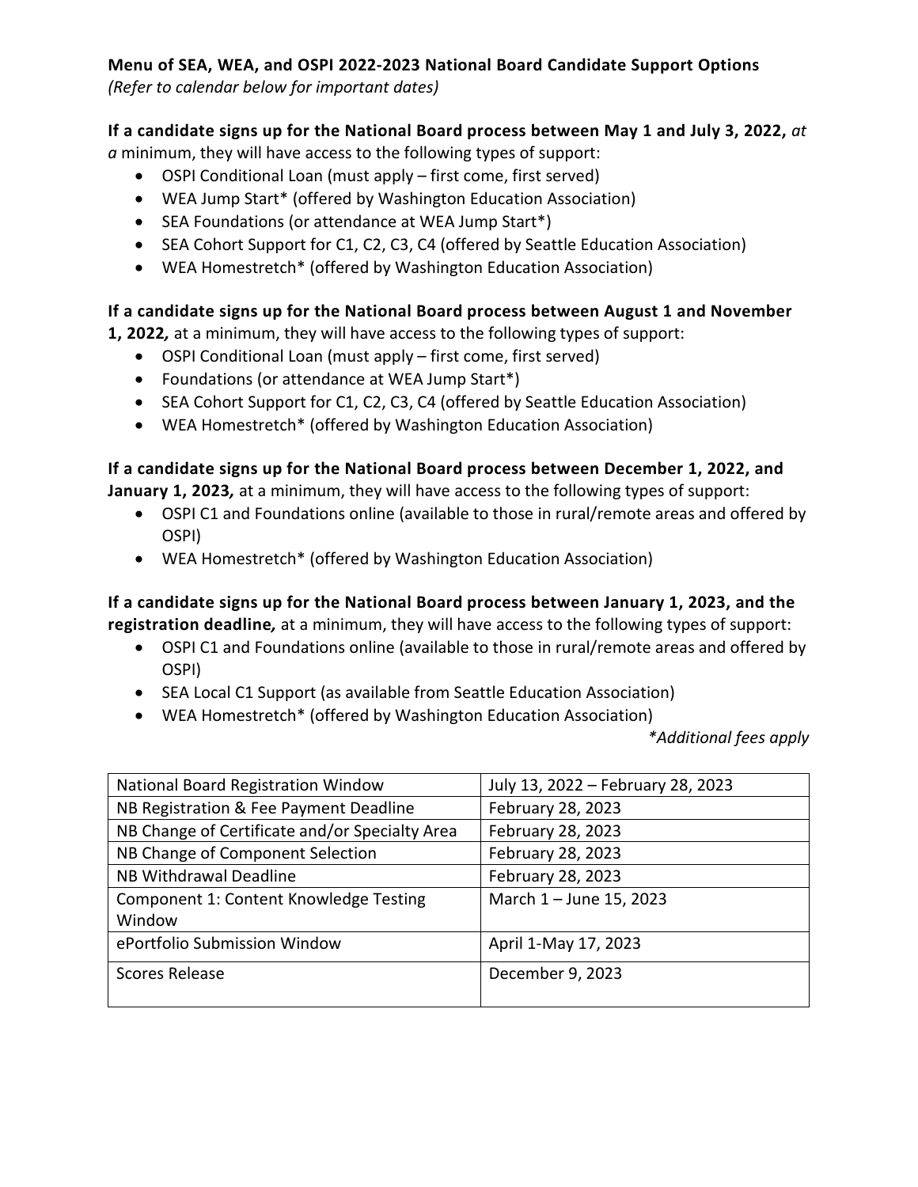**Menu of SEA, WEA, and OSPI 2022-2023 National Board Candidate Support Options**
*(Refer to calendar below for important dates)*

**If a candidate signs up for the National Board process between May 1 and July 3, 2022,** *at a* minimum, they will have access to the following types of support:

- OSPI Conditional Loan (must apply – first come, first served)
- WEA Jump Start* (offered by Washington Education Association)
- SEA Foundations (or attendance at WEA Jump Start*)
- SEA Cohort Support for C1, C2, C3, C4 (offered by Seattle Education Association)
- WEA Homestretch* (offered by Washington Education Association)

**If a candidate signs up for the National Board process between August 1 and November 1, 2022***,* at a minimum, they will have access to the following types of support:

- OSPI Conditional Loan (must apply – first come, first served)
- Foundations (or attendance at WEA Jump Start*)
- SEA Cohort Support for C1, C2, C3, C4 (offered by Seattle Education Association)
- WEA Homestretch* (offered by Washington Education Association)

**If a candidate signs up for the National Board process between December 1, 2022, and January 1, 2023***,* at a minimum, they will have access to the following types of support:

- OSPI C1 and Foundations online (available to those in rural/remote areas and offered by OSPI)
- WEA Homestretch* (offered by Washington Education Association)

**If a candidate signs up for the National Board process between January 1, 2023, and the registration deadline***,* at a minimum, they will have access to the following types of support:

- OSPI C1 and Foundations online (available to those in rural/remote areas and offered by OSPI)
- SEA Local C1 Support (as available from Seattle Education Association)
- WEA Homestretch* (offered by Washington Education Association)

*\*Additional fees apply*

| | |
|---|---|
| National Board Registration Window | July 13, 2022 – February 28, 2023 |
| NB Registration & Fee Payment Deadline | February 28, 2023 |
| NB Change of Certificate and/or Specialty Area | February 28, 2023 |
| NB Change of Component Selection | February 28, 2023 |
| NB Withdrawal Deadline | February 28, 2023 |
| Component 1: Content Knowledge Testing Window | March 1 – June 15, 2023 |
| ePortfolio Submission Window | April 1-May 17, 2023 |
| Scores Release | December 9, 2023 |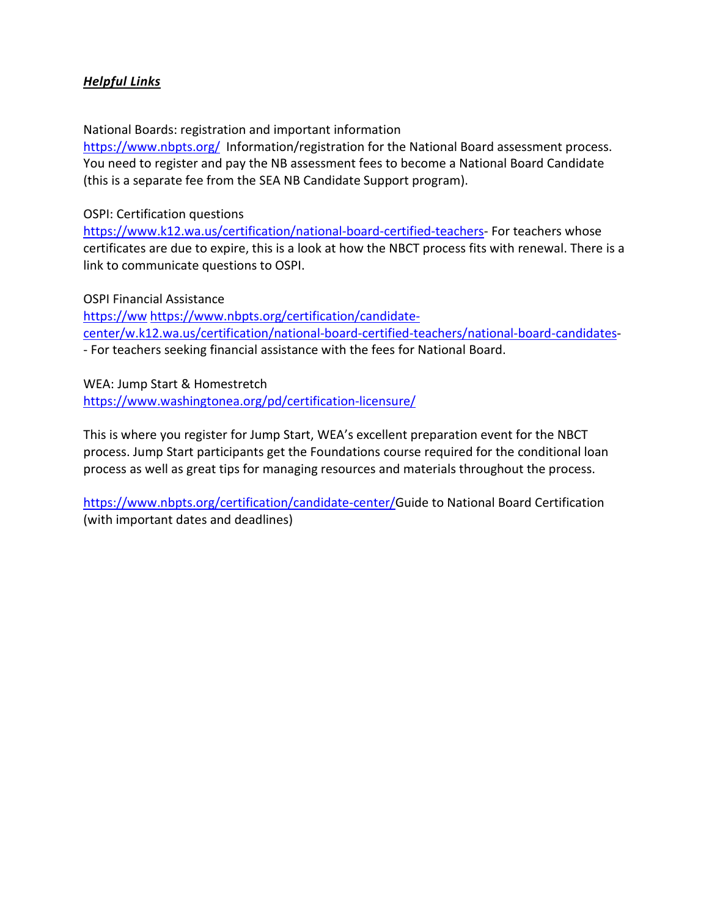***Helpful Links***

National Boards: registration and important information
https://www.nbpts.org/ Information/registration for the National Board assessment process. You need to register and pay the NB assessment fees to become a National Board Candidate (this is a separate fee from the SEA NB Candidate Support program).

OSPI: Certification questions
https://www.k12.wa.us/certification/national-board-certified-teachers- For teachers whose certificates are due to expire, this is a look at how the NBCT process fits with renewal. There is a link to communicate questions to OSPI.

OSPI Financial Assistance
https://ww https://www.nbpts.org/certification/candidate-center/w.k12.wa.us/certification/national-board-certified-teachers/national-board-candidates-- For teachers seeking financial assistance with the fees for National Board.

WEA: Jump Start & Homestretch
https://www.washingtonea.org/pd/certification-licensure/

This is where you register for Jump Start, WEA's excellent preparation event for the NBCT process. Jump Start participants get the Foundations course required for the conditional loan process as well as great tips for managing resources and materials throughout the process.

https://www.nbpts.org/certification/candidate-center/Guide to National Board Certification (with important dates and deadlines)